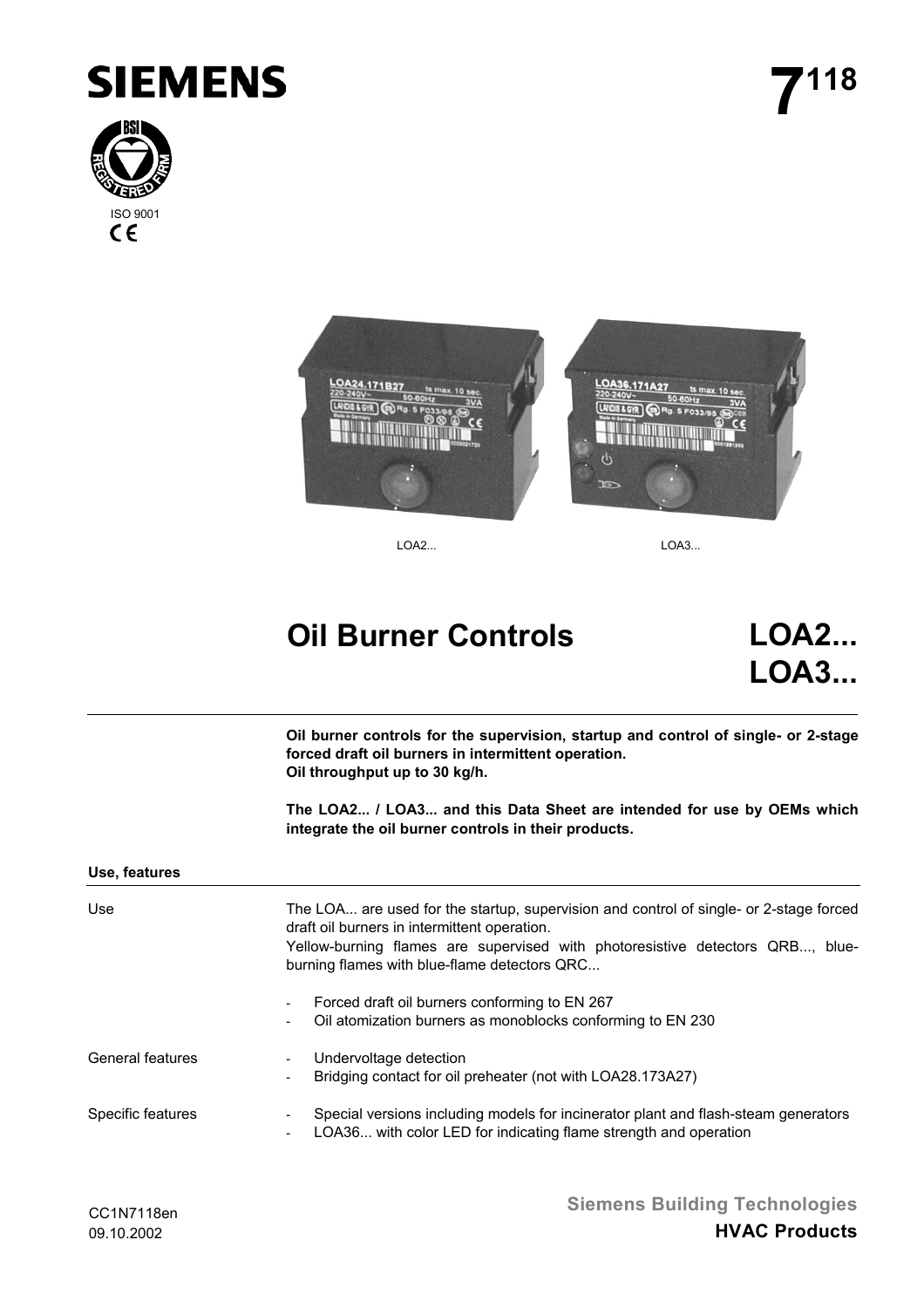SIEMENS

ISO 9001

# 7[118]

LOA2...                                        LOA3...

# Oil Burner Controls

# LOA2... LOA3...

**Oil burner controls for the supervision, startup and control of single- or 2-stage forced draft oil burners in intermittent operation.**
**Oil throughput up to 30 kg/h.**

**The LOA2... / LOA3... and this Data Sheet are intended for use by OEMs which integrate the oil burner controls in their products.**

## Use, features

**Use**

The LOA... are used for the startup, supervision and control of single- or 2-stage forced draft oil burners in intermittent operation.
Yellow-burning flames are supervised with photoresistive detectors QRB..., blue-burning flames with blue-flame detectors QRC...

- Forced draft oil burners conforming to EN 267
- Oil atomization burners as monoblocks conforming to EN 230

**General features**

- Undervoltage detection
- Bridging contact for oil preheater (not with LOA28.173A27)

**Specific features**

- Special versions including models for incinerator plant and flash-steam generators
- LOA36... with color LED for indicating flame strength and operation

CC1N7118en
09.10.2002

Siemens Building Technologies
**HVAC Products**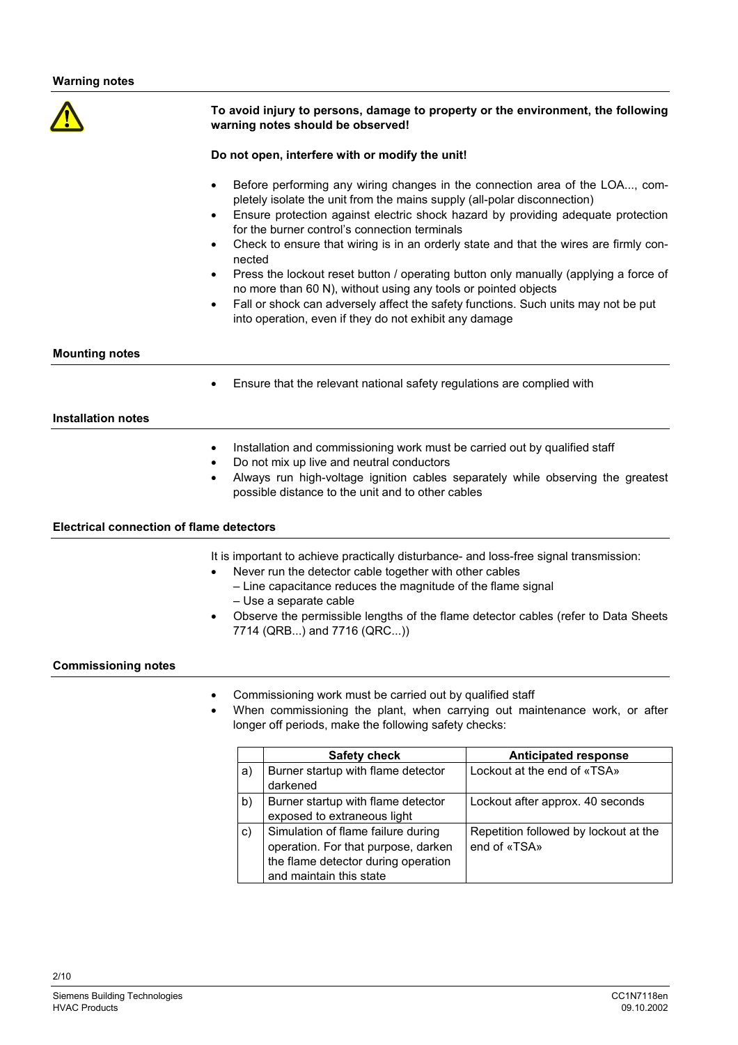## Warning notes

**To avoid injury to persons, damage to property or the environment, the following warning notes should be observed!**

**Do not open, interfere with or modify the unit!**

- Before performing any wiring changes in the connection area of the LOA..., completely isolate the unit from the mains supply (all-polar disconnection)
- Ensure protection against electric shock hazard by providing adequate protection for the burner control's connection terminals
- Check to ensure that wiring is in an orderly state and that the wires are firmly connected
- Press the lockout reset button / operating button only manually (applying a force of no more than 60 N), without using any tools or pointed objects
- Fall or shock can adversely affect the safety functions. Such units may not be put into operation, even if they do not exhibit any damage

## Mounting notes

- Ensure that the relevant national safety regulations are complied with

## Installation notes

- Installation and commissioning work must be carried out by qualified staff
- Do not mix up live and neutral conductors
- Always run high-voltage ignition cables separately while observing the greatest possible distance to the unit and to other cables

## Electrical connection of flame detectors

It is important to achieve practically disturbance- and loss-free signal transmission:

- Never run the detector cable together with other cables
  - Line capacitance reduces the magnitude of the flame signal
  - Use a separate cable
- Observe the permissible lengths of the flame detector cables (refer to Data Sheets 7714 (QRB...) and 7716 (QRC...))

## Commissioning notes

- Commissioning work must be carried out by qualified staff
- When commissioning the plant, when carrying out maintenance work, or after longer off periods, make the following safety checks:

| | Safety check | Anticipated response |
|---|---|---|
| a) | Burner startup with flame detector darkened | Lockout at the end of «TSA» |
| b) | Burner startup with flame detector exposed to extraneous light | Lockout after approx. 40 seconds |
| c) | Simulation of flame failure during operation. For that purpose, darken the flame detector during operation and maintain this state | Repetition followed by lockout at the end of «TSA» |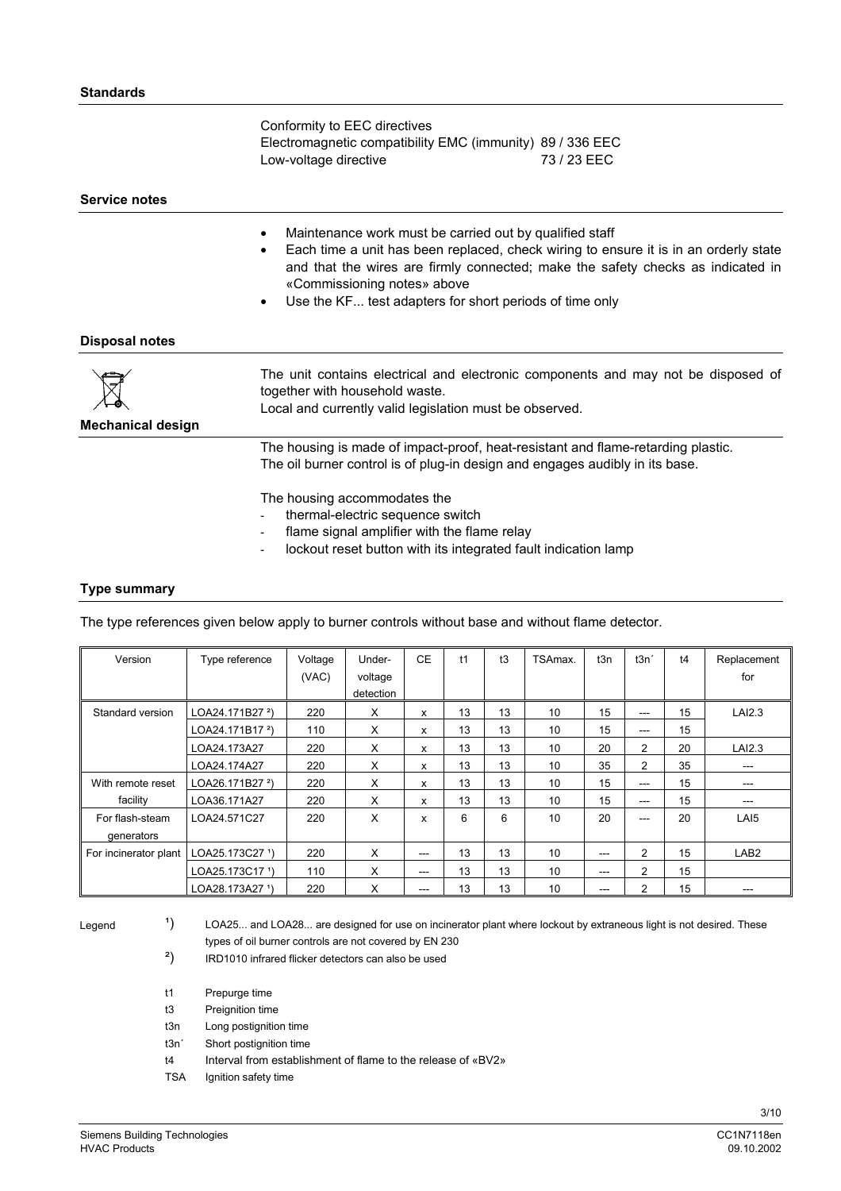## Standards

Conformity to EEC directives

Electromagnetic compatibility EMC (immunity) 89 / 336 EEC

Low-voltage directive 73 / 23 EEC

## Service notes

- Maintenance work must be carried out by qualified staff
- Each time a unit has been replaced, check wiring to ensure it is in an orderly state and that the wires are firmly connected; make the safety checks as indicated in «Commissioning notes» above
- Use the KF... test adapters for short periods of time only

## Disposal notes

The unit contains electrical and electronic components and may not be disposed of together with household waste.

Local and currently valid legislation must be observed.

## Mechanical design

The housing is made of impact-proof, heat-resistant and flame-retarding plastic.

The oil burner control is of plug-in design and engages audibly in its base.

The housing accommodates the

- thermal-electric sequence switch
- flame signal amplifier with the flame relay
- lockout reset button with its integrated fault indication lamp

## Type summary

The type references given below apply to burner controls without base and without flame detector.

| Version | Type reference | Voltage (VAC) | Under-voltage detection | CE | t1 | t3 | TSAmax. | t3n | t3n´ | t4 | Replacement for |
|---|---|---|---|---|---|---|---|---|---|---|---|
| Standard version | LOA24.171B27 [2] | 220 | X | x | 13 | 13 | 10 | 15 | --- | 15 | LAI2.3 |
| | LOA24.171B17 [2] | 110 | X | x | 13 | 13 | 10 | 15 | --- | 15 | |
| | LOA24.173A27 | 220 | X | x | 13 | 13 | 10 | 20 | 2 | 20 | LAI2.3 |
| | LOA24.174A27 | 220 | X | x | 13 | 13 | 10 | 35 | 2 | 35 | --- |
| With remote reset facility | LOA26.171B27 [2] | 220 | X | x | 13 | 13 | 10 | 15 | --- | 15 | --- |
| | LOA36.171A27 | 220 | X | x | 13 | 13 | 10 | 15 | --- | 15 | --- |
| For flash-steam generators | LOA24.571C27 | 220 | X | x | 6 | 6 | 10 | 20 | --- | 20 | LAI5 |
| For incinerator plant | LOA25.173C27 [1] | 220 | X | --- | 13 | 13 | 10 | --- | 2 | 15 | LAB2 |
| | LOA25.173C17 [1] | 110 | X | --- | 13 | 13 | 10 | --- | 2 | 15 | |
| | LOA28.173A27 [1] | 220 | X | --- | 13 | 13 | 10 | --- | 2 | 15 | --- |

Legend

[1] LOA25... and LOA28... are designed for use on incinerator plant where lockout by extraneous light is not desired. These types of oil burner controls are not covered by EN 230

[2] IRD1010 infrared flicker detectors can also be used

t1 Prepurge time

t3 Preignition time

t3n Long postignition time

t3n´ Short postignition time

t4 Interval from establishment of flame to the release of «BV2»

TSA Ignition safety time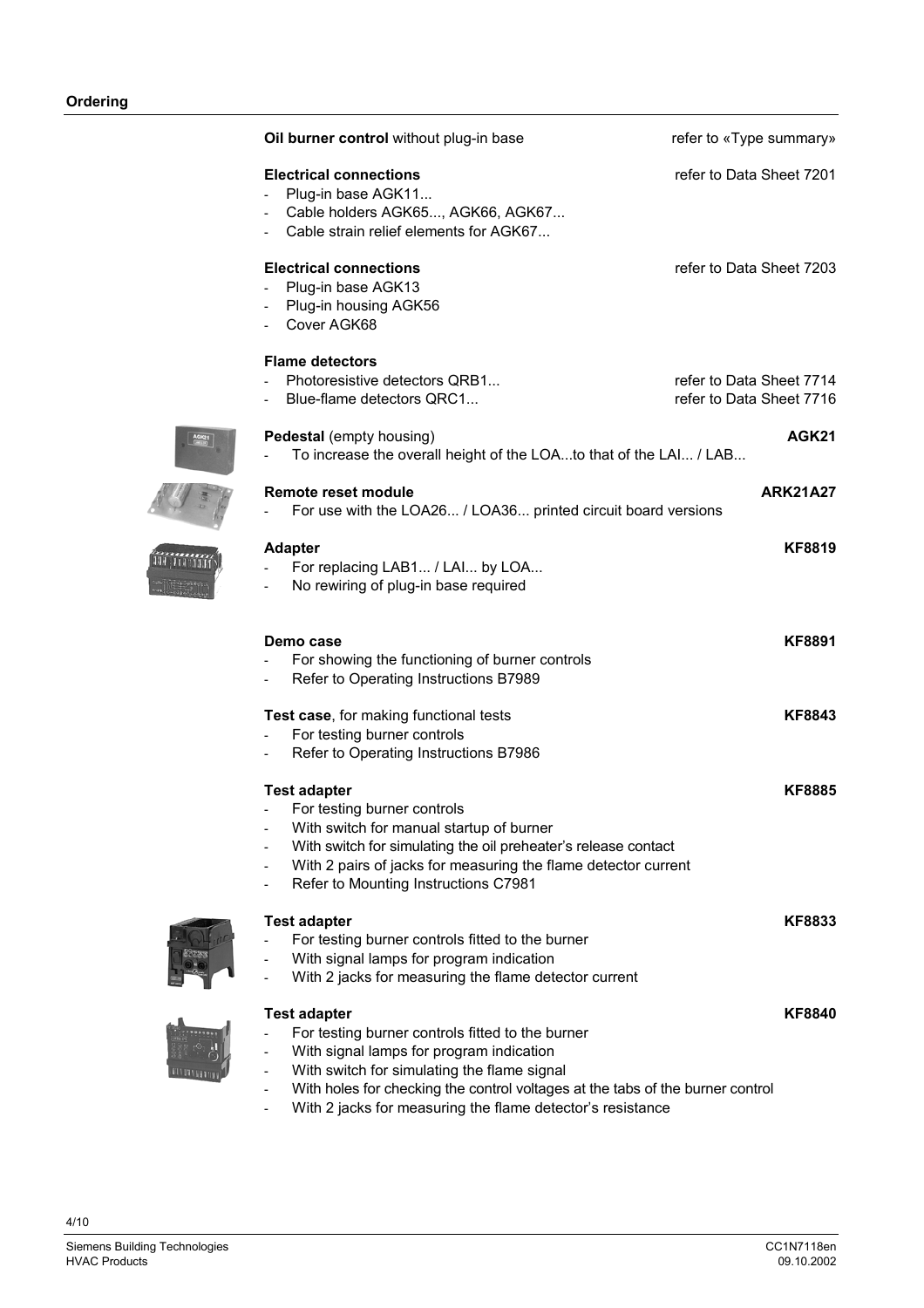## Ordering

**Oil burner control** without plug-in base — refer to «Type summary»

**Electrical connections** — refer to Data Sheet 7201
- Plug-in base AGK11...
- Cable holders AGK65..., AGK66, AGK67...
- Cable strain relief elements for AGK67...

**Electrical connections** — refer to Data Sheet 7203
- Plug-in base AGK13
- Plug-in housing AGK56
- Cover AGK68

**Flame detectors**
- Photoresistive detectors QRB1... — refer to Data Sheet 7714
- Blue-flame detectors QRC1... — refer to Data Sheet 7716

**Pedestal** (empty housing) — **AGK21**
- To increase the overall height of the LOA...to that of the LAI... / LAB...

**Remote reset module** — **ARK21A27**
- For use with the LOA26... / LOA36... printed circuit board versions

**Adapter** — **KF8819**
- For replacing LAB1... / LAI... by LOA...
- No rewiring of plug-in base required

**Demo case** — **KF8891**
- For showing the functioning of burner controls
- Refer to Operating Instructions B7989

**Test case**, for making functional tests — **KF8843**
- For testing burner controls
- Refer to Operating Instructions B7986

**Test adapter** — **KF8885**
- For testing burner controls
- With switch for manual startup of burner
- With switch for simulating the oil preheater's release contact
- With 2 pairs of jacks for measuring the flame detector current
- Refer to Mounting Instructions C7981

**Test adapter** — **KF8833**
- For testing burner controls fitted to the burner
- With signal lamps for program indication
- With 2 jacks for measuring the flame detector current

**Test adapter** — **KF8840**
- For testing burner controls fitted to the burner
- With signal lamps for program indication
- With switch for simulating the flame signal
- With holes for checking the control voltages at the tabs of the burner control
- With 2 jacks for measuring the flame detector's resistance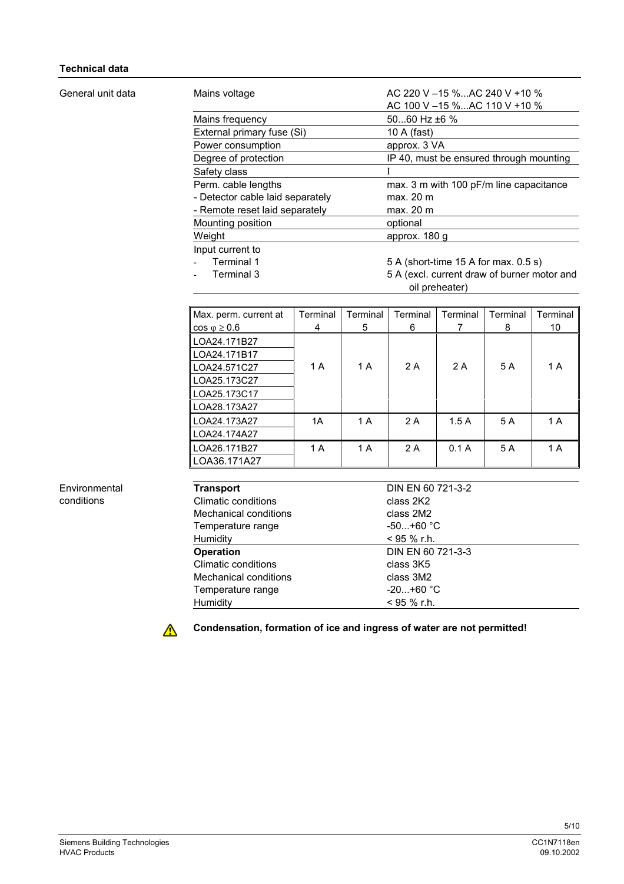## Technical data

### General unit data

| | |
|---|---|
| Mains voltage | AC 220 V –15 %...AC 240 V +10 %<br>AC 100 V –15 %...AC 110 V +10 % |
| Mains frequency | 50...60 Hz ±6 % |
| External primary fuse (Si) | 10 A (fast) |
| Power consumption | approx. 3 VA |
| Degree of protection | IP 40, must be ensured through mounting |
| Safety class | I |
| Perm. cable lengths | max. 3 m with 100 pF/m line capacitance |
| - Detector cable laid separately | max. 20 m |
| - Remote reset laid separately | max. 20 m |
| Mounting position | optional |
| Weight | approx. 180 g |
| Input current to | |
| - Terminal 1 | 5 A (short-time 15 A for max. 0.5 s) |
| - Terminal 3 | 5 A (excl. current draw of burner motor and oil preheater) |

| Max. perm. current at $\cos \varphi \geq 0.6$ | Terminal 4 | Terminal 5 | Terminal 6 | Terminal 7 | Terminal 8 | Terminal 10 |
|---|---|---|---|---|---|---|
| LOA24.171B27<br>LOA24.171B17<br>LOA24.571C27<br>LOA25.173C27<br>LOA25.173C17<br>LOA28.173A27 | 1 A | 1 A | 2 A | 2 A | 5 A | 1 A |
| LOA24.173A27<br>LOA24.174A27 | 1A | 1 A | 2 A | 1.5 A | 5 A | 1 A |
| LOA26.171B27<br>LOA36.171A27 | 1 A | 1 A | 2 A | 0.1 A | 5 A | 1 A |

### Environmental conditions

| | |
|---|---|
| **Transport** | DIN EN 60 721-3-2 |
| Climatic conditions | class 2K2 |
| Mechanical conditions | class 2M2 |
| Temperature range | -50...+60 °C |
| Humidity | < 95 % r.h. |
| **Operation** | DIN EN 60 721-3-3 |
| Climatic conditions | class 3K5 |
| Mechanical conditions | class 3M2 |
| Temperature range | -20...+60 °C |
| Humidity | < 95 % r.h. |

⚠ **Condensation, formation of ice and ingress of water are not permitted!**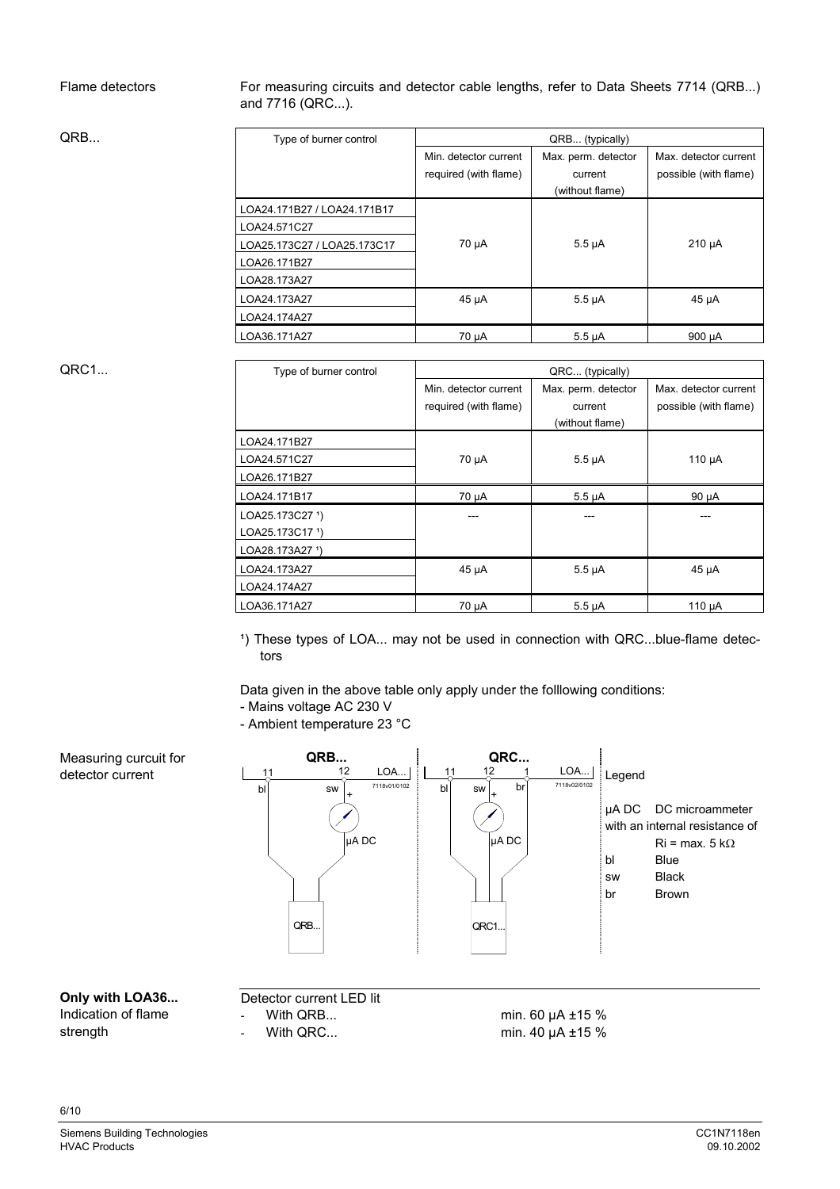**Flame detectors**

For measuring circuits and detector cable lengths, refer to Data Sheets 7714 (QRB...) and 7716 (QRC...).

**QRB...**

| Type of burner control | QRB... (typically) | | |
|---|---|---|---|
| | Min. detector current required (with flame) | Max. perm. detector current (without flame) | Max. detector current possible (with flame) |
| LOA24.171B27 / LOA24.171B17<br>LOA24.571C27<br>LOA25.173C27 / LOA25.173C17<br>LOA26.171B27<br>LOA28.173A27 | 70 µA | 5.5 µA | 210 µA |
| LOA24.173A27<br>LOA24.174A27 | 45 µA | 5.5 µA | 45 µA |
| LOA36.171A27 | 70 µA | 5.5 µA | 900 µA |

**QRC1...**

| Type of burner control | QRC... (typically) | | |
|---|---|---|---|
| | Min. detector current required (with flame) | Max. perm. detector current (without flame) | Max. detector current possible (with flame) |
| LOA24.171B27<br>LOA24.571C27<br>LOA26.171B27 | 70 µA | 5.5 µA | 110 µA |
| LOA24.171B17 | 70 µA | 5.5 µA | 90 µA |
| LOA25.173C27 [1])<br>LOA25.173C17 [1])<br>LOA28.173A27 [1]) | --- | --- | --- |
| LOA24.173A27<br>LOA24.174A27 | 45 µA | 5.5 µA | 45 µA |
| LOA36.171A27 | 70 µA | 5.5 µA | 110 µA |

[1]) These types of LOA... may not be used in connection with QRC...blue-flame detectors

Data given in the above table only apply under the folllowing conditions:
- Mains voltage AC 230 V
- Ambient temperature 23 °C

**Measuring curcuit for detector current**

QRB...: 11 (bl), 12 (sw, +), µA DC, LOA..., QRB... (7118v01/0102)

QRC...: 11 (bl), 12 (sw, +), 1 (br), µA DC, LOA..., QRC1... (7118v02/0102)

Legend

| | |
|---|---|
| µA DC | DC microammeter with an internal resistance of Ri = max. 5 kΩ |
| bl | Blue |
| sw | Black |
| br | Brown |

**Only with LOA36...**
Indication of flame strength

Detector current LED lit

- With QRB... min. 60 µA ±15 %
- With QRC... min. 40 µA ±15 %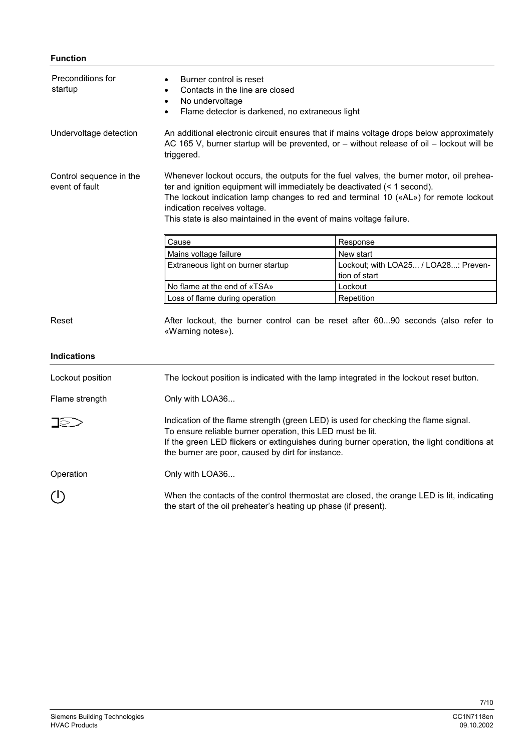## Function

**Preconditions for startup**

- Burner control is reset
- Contacts in the line are closed
- No undervoltage
- Flame detector is darkened, no extraneous light

**Undervoltage detection**

An additional electronic circuit ensures that if mains voltage drops below approximately AC 165 V, burner startup will be prevented, or – without release of oil – lockout will be triggered.

**Control sequence in the event of fault**

Whenever lockout occurs, the outputs for the fuel valves, the burner motor, oil preheater and ignition equipment will immediately be deactivated (< 1 second).
The lockout indication lamp changes to red and terminal 10 («AL») for remote lockout indication receives voltage.
This state is also maintained in the event of mains voltage failure.

| Cause | Response |
|---|---|
| Mains voltage failure | New start |
| Extraneous light on burner startup | Lockout; with LOA25... / LOA28...: Prevention of start |
| No flame at the end of «TSA» | Lockout |
| Loss of flame during operation | Repetition |

**Reset**

After lockout, the burner control can be reset after 60...90 seconds (also refer to «Warning notes»).

## Indications

**Lockout position**

The lockout position is indicated with the lamp integrated in the lockout reset button.

**Flame strength**

Only with LOA36...

Indication of the flame strength (green LED) is used for checking the flame signal.
To ensure reliable burner operation, this LED must be lit.
If the green LED flickers or extinguishes during burner operation, the light conditions at the burner are poor, caused by dirt for instance.

**Operation**

Only with LOA36...

When the contacts of the control thermostat are closed, the orange LED is lit, indicating the start of the oil preheater's heating up phase (if present).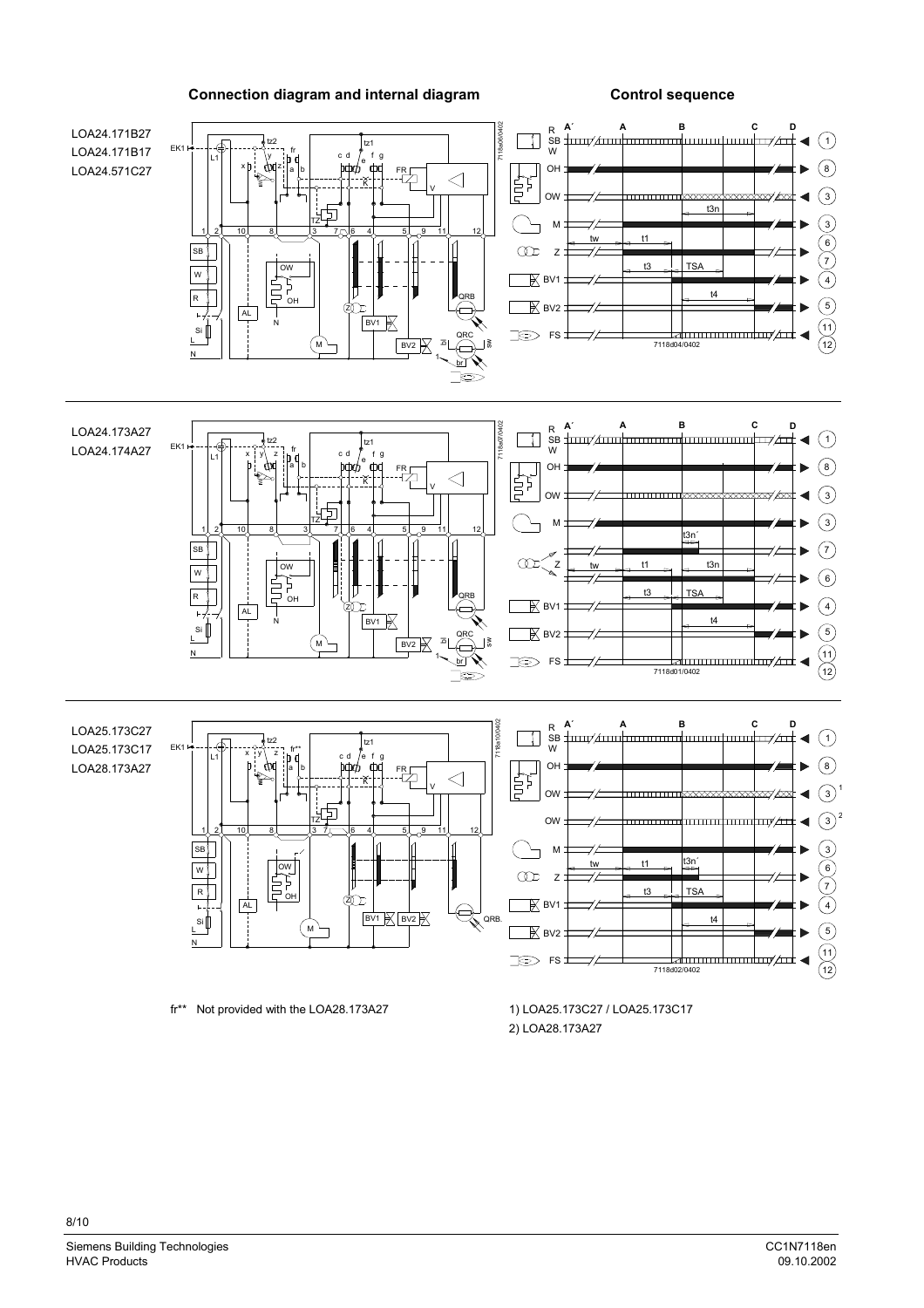## Connection diagram and internal diagram

## Control sequence

LOA24.171B27
LOA24.171B17
LOA24.571C27

LOA24.173A27
LOA24.174A27

LOA25.173C27
LOA25.173C17
LOA28.173A27

fr** Not provided with the LOA28.173A27

1) LOA25.173C27 / LOA25.173C17
2) LOA28.173A27

Siemens Building Technologies
HVAC Products

CC1N7118en
09.10.2002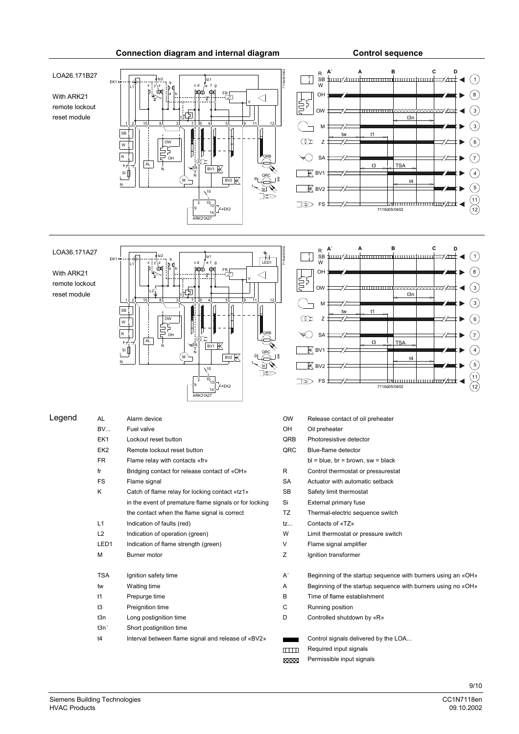## Connection diagram and internal diagram

## Control sequence

LOA26.171B27

With ARK21 remote lockout reset module

LOA36.171A27

With ARK21 remote lockout reset module

## Legend

| | | | |
|---|---|---|---|
| AL | Alarm device | OW | Release contact of oil preheater |
| BV... | Fuel valve | OH | Oil preheater |
| EK1 | Lockout reset button | QRB | Photoresistive detector |
| EK2 | Remote lockout reset button | QRC | Blue-flame detector |
| FR | Flame relay with contacts «fr» | | bl = blue, br = brown, sw = black |
| fr | Bridging contact for release contact of «OH» | R | Control thermostat or pressurestat |
| FS | Flame signal | SA | Actuator with automatic setback |
| K | Catch of flame relay for locking contact «tz1» in the event of premature flame signals or for locking the contact when the flame signal is correct | SB | Safety limit thermostat |
| | | Si | External primary fuse |
| | | TZ | Thermal-electric sequence switch |
| L1 | Indication of faults (red) | tz... | Contacts of «TZ» |
| L2 | Indication of operation (green) | W | Limit thermostat or pressure switch |
| LED1 | Indication of flame strength (green) | V | Flame signal amplifier |
| M | Burner motor | Z | Ignition transformer |
| TSA | Ignition safety time | A´ | Beginning of the startup sequence with burners using an «OH» |
| tw | Waiting time | A | Beginning of the startup sequence with burners using no «OH» |
| t1 | Prepurge time | B | Time of flame establishment |
| t3 | Preignition time | C | Running position |
| t3n | Long postignition time | D | Controlled shutdown by «R» |
| t3n´ | Short postignition time | | |
| t4 | Interval between flame signal and release of «BV2» | | Control signals delivered by the LOA... |
| | | | Required input signals |
| | | | Permissible input signals |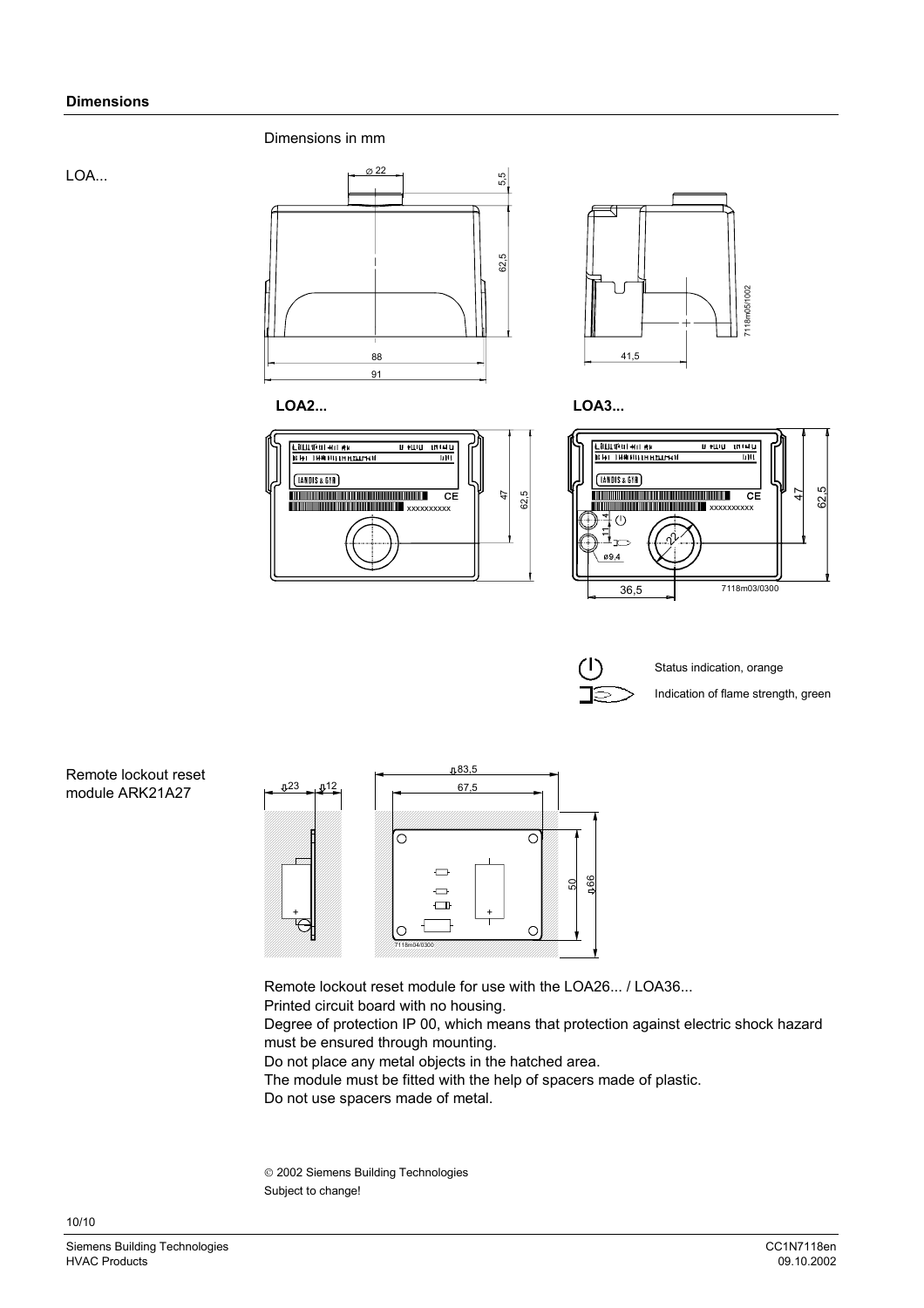## Dimensions

Dimensions in mm

LOA...

ø 22
5,5
62,5
88
91
41,5
7118m05/1002

LOA2...

47
62,5
xxxxxxxxxx

LOA3...

47
62,5
4
11
ø9,4
22
36,5
xxxxxxxxxx
7118m03/0300

Status indication, orange

Indication of flame strength, green

Remote lockout reset module ARK21A27

23
12
83,5
67,5
50
66
7118m04/0300

Remote lockout reset module for use with the LOA26... / LOA36...

Printed circuit board with no housing.

Degree of protection IP 00, which means that protection against electric shock hazard must be ensured through mounting.

Do not place any metal objects in the hatched area.

The module must be fitted with the help of spacers made of plastic.

Do not use spacers made of metal.

© 2002 Siemens Building Technologies

Subject to change!